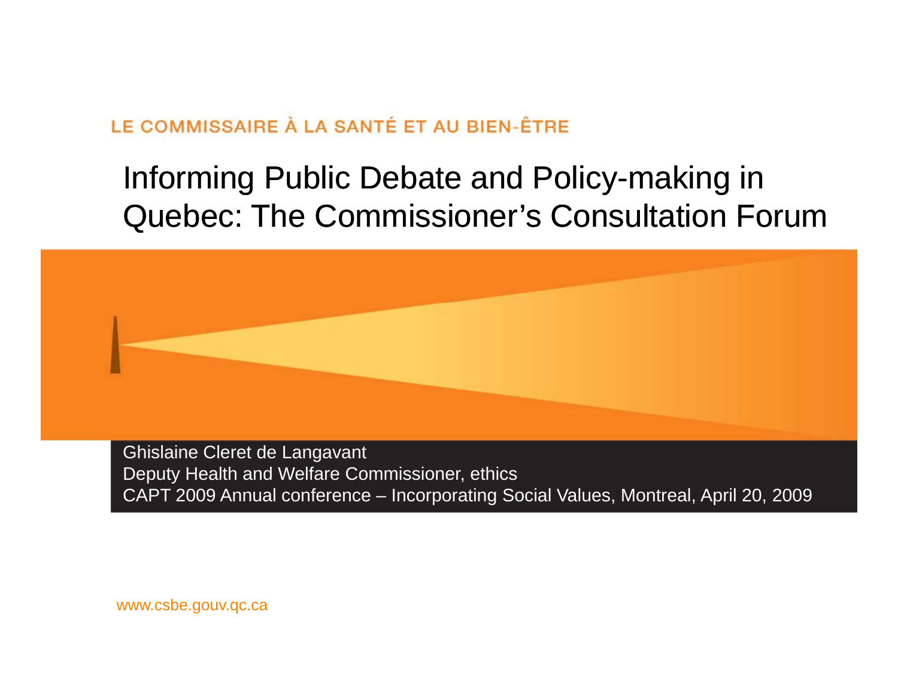LE COMMISSAIRE À LA SANTÉ ET AU BIEN-ÊTRE

# Informing Public Debate and Policy-making in Quebec: The Commissioner's Consultation Forum

Ghislaine Cleret de Langavant
Deputy Health and Welfare Commissioner, ethics
CAPT 2009 Annual conference – Incorporating Social Values, Montreal, April 20, 2009

www.csbe.gouv.qc.ca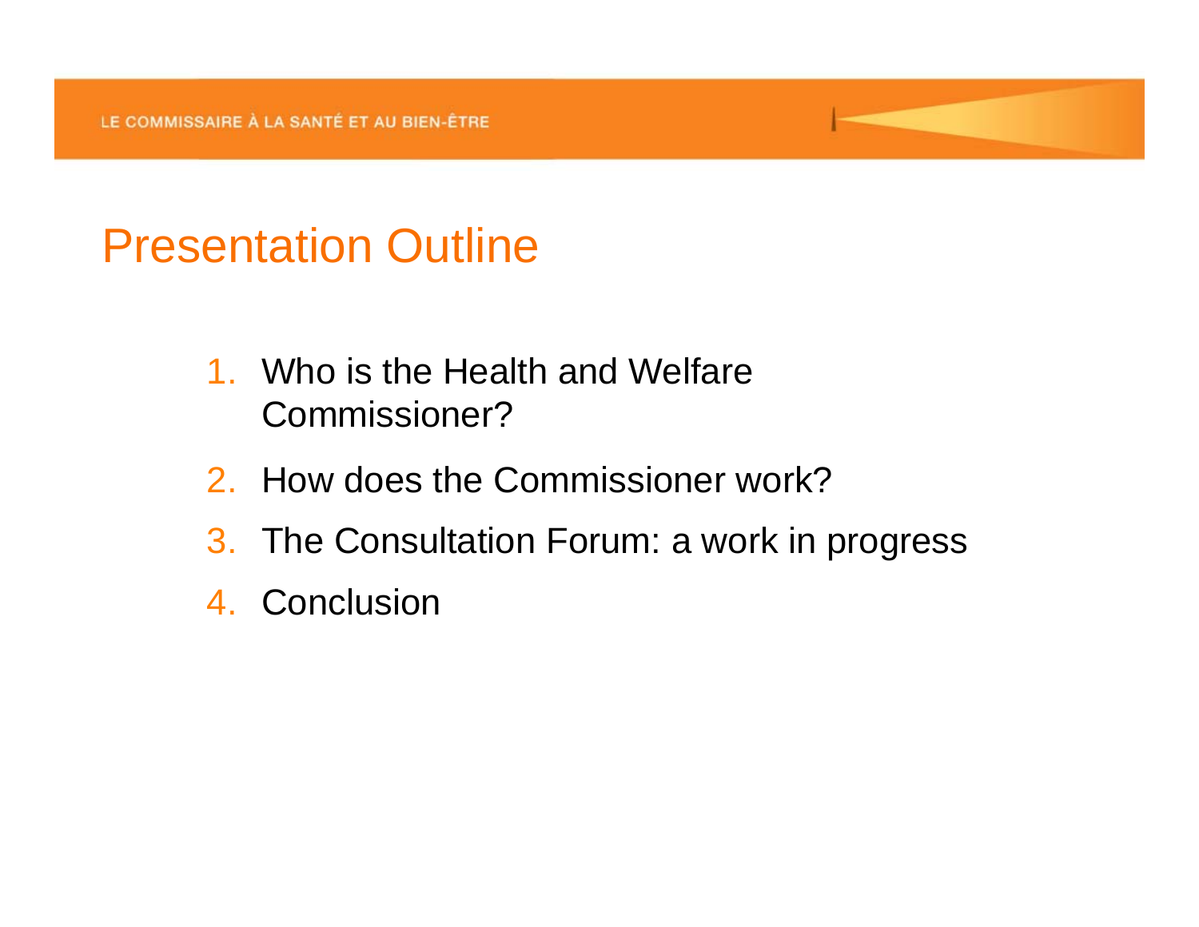# Presentation Outline

1. Who is the Health and Welfare Commissioner?
2. How does the Commissioner work?
3. The Consultation Forum: a work in progress
4. Conclusion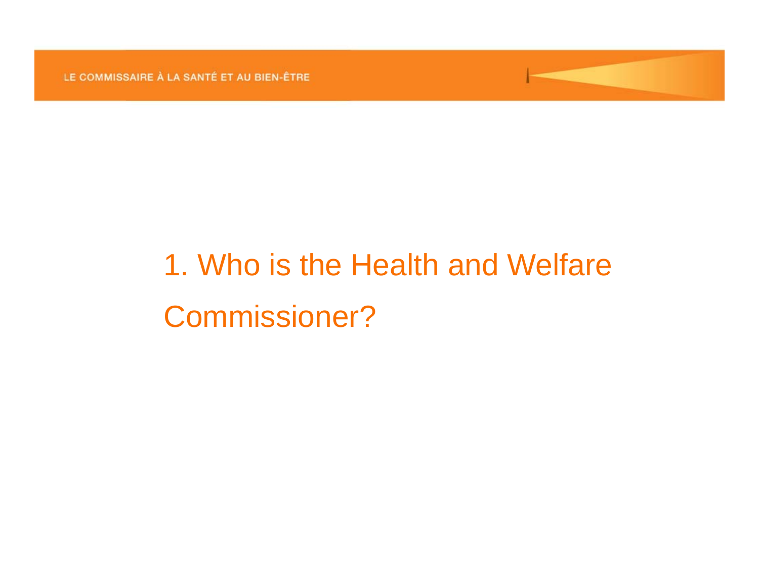# 1. Who is the Health and Welfare Commissioner?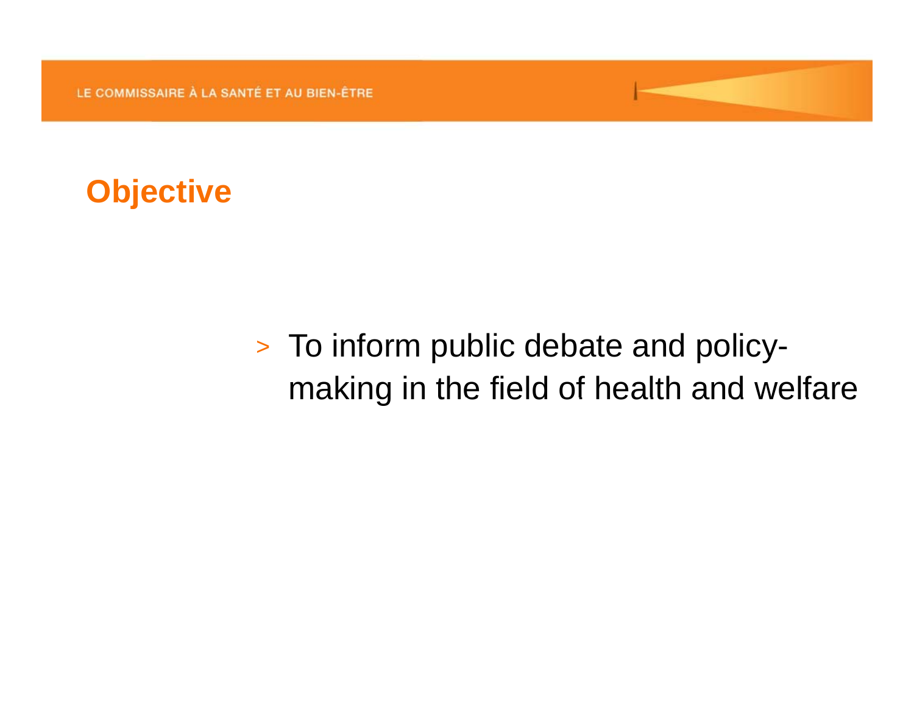## Objective

- To inform public debate and policy-making in the field of health and welfare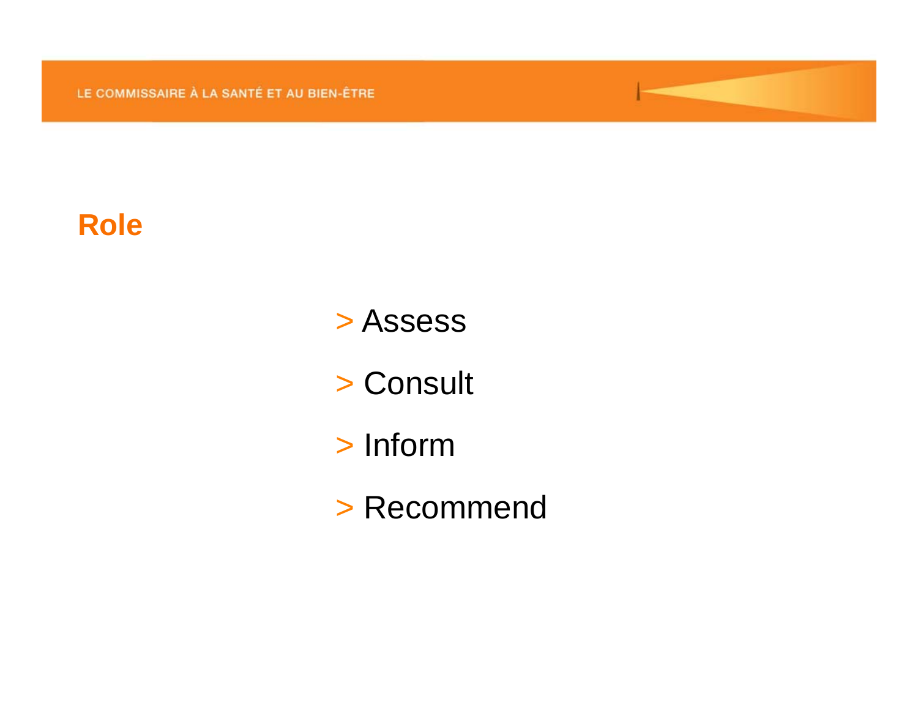## Role

> Assess

> Consult

> Inform

> Recommend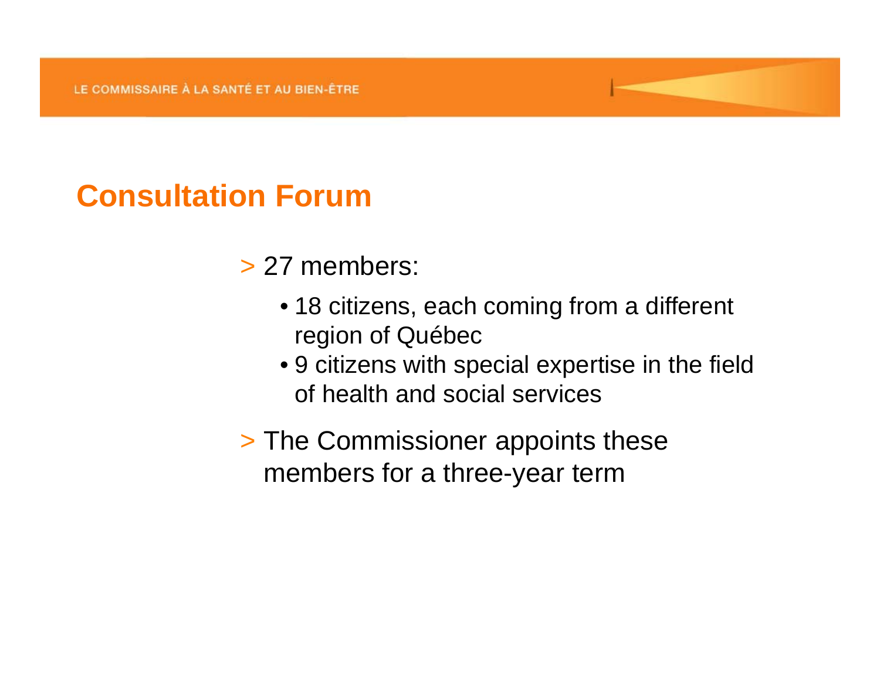## Consultation Forum

> 27 members:
  - 18 citizens, each coming from a different region of Québec
  - 9 citizens with special expertise in the field of health and social services

> The Commissioner appoints these members for a three-year term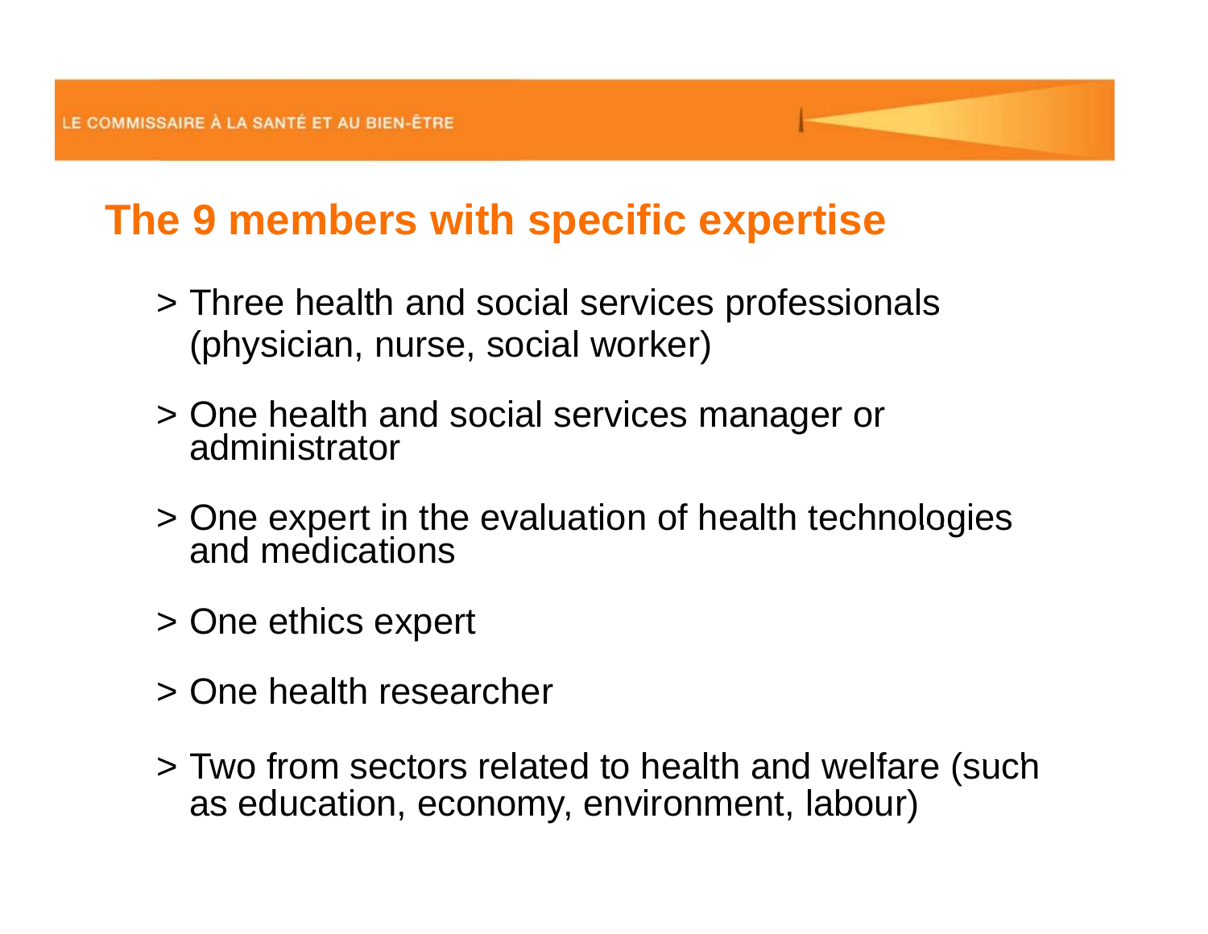## The 9 members with specific expertise

> Three health and social services professionals (physician, nurse, social worker)

> One health and social services manager or administrator

> One expert in the evaluation of health technologies and medications

> One ethics expert

> One health researcher

> Two from sectors related to health and welfare (such as education, economy, environment, labour)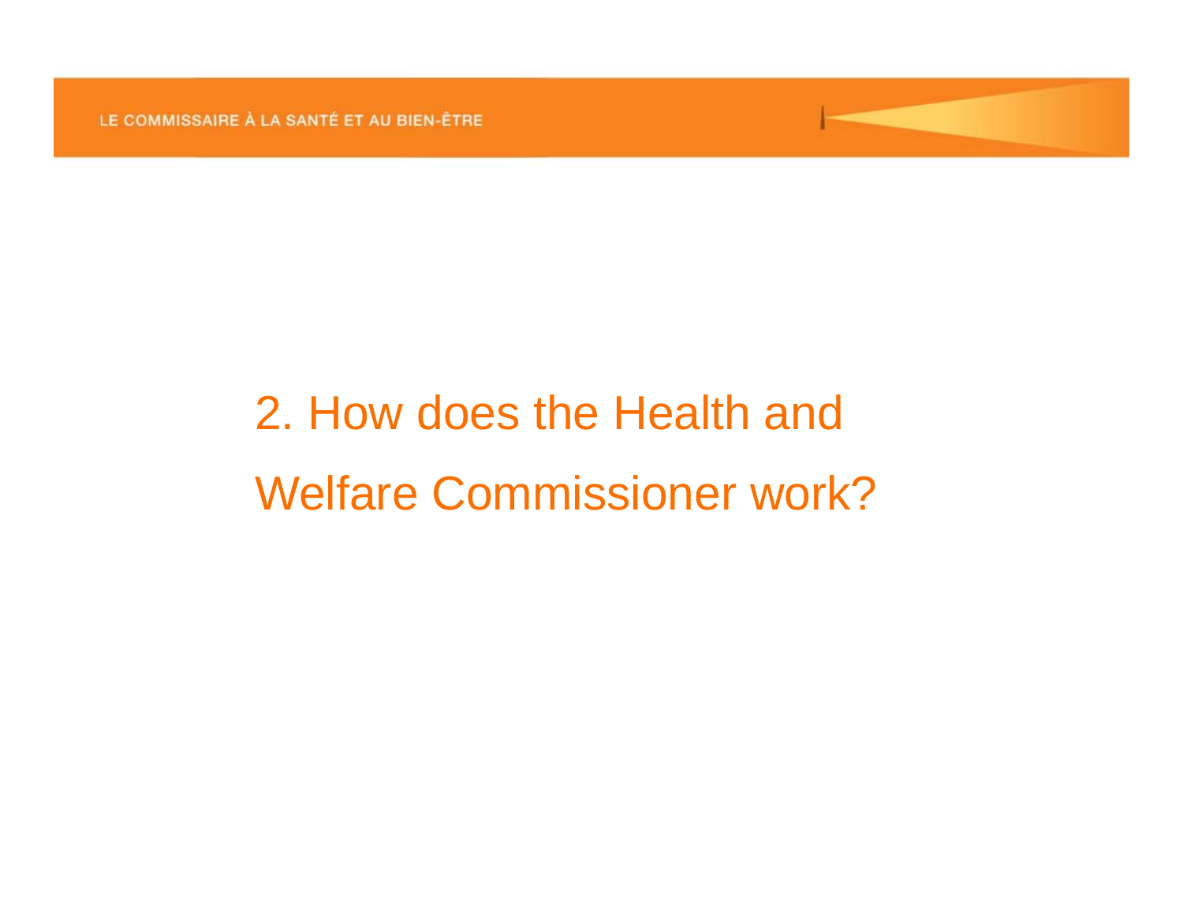## 2. How does the Health and Welfare Commissioner work?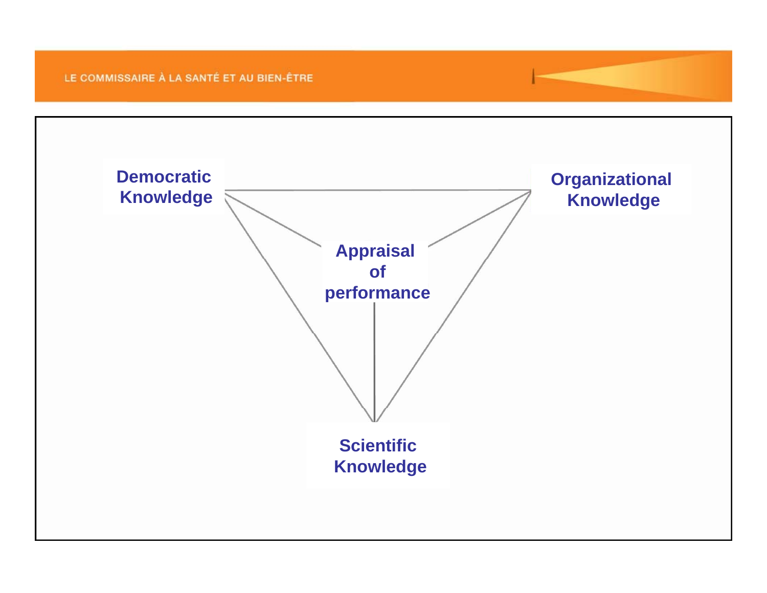Democratic Knowledge

Organizational Knowledge

Appraisal of performance

Scientific Knowledge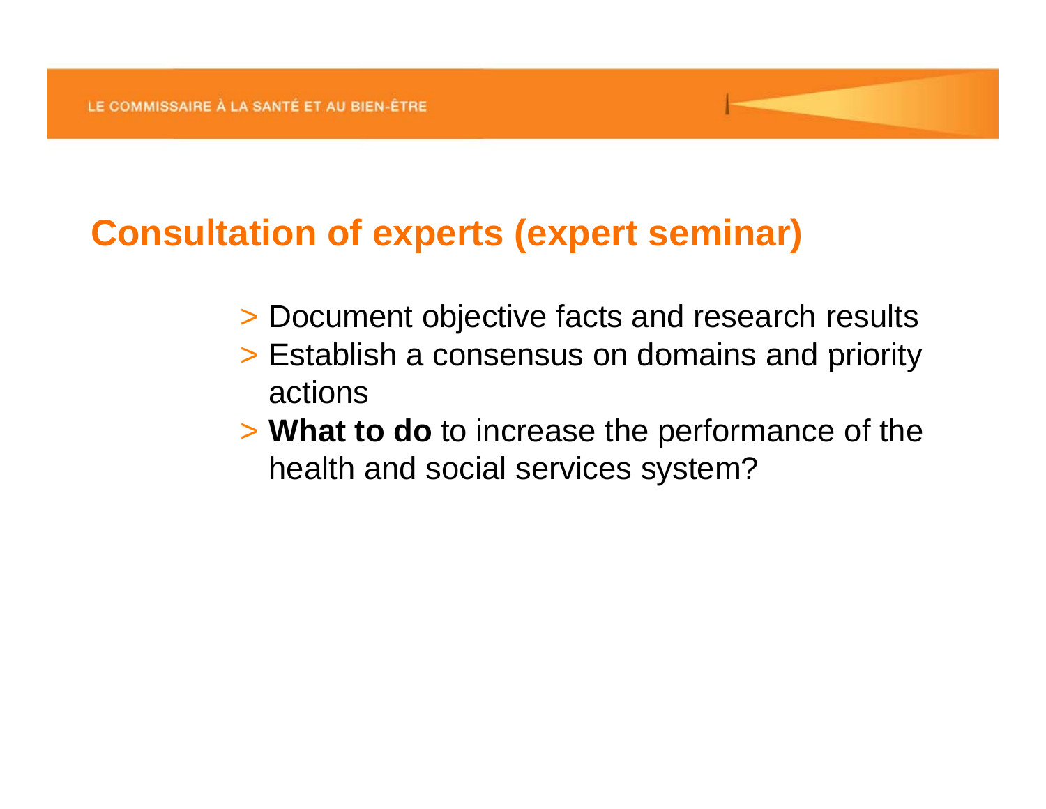## Consultation of experts (expert seminar)

> Document objective facts and research results
> Establish a consensus on domains and priority actions
> **What to do** to increase the performance of the health and social services system?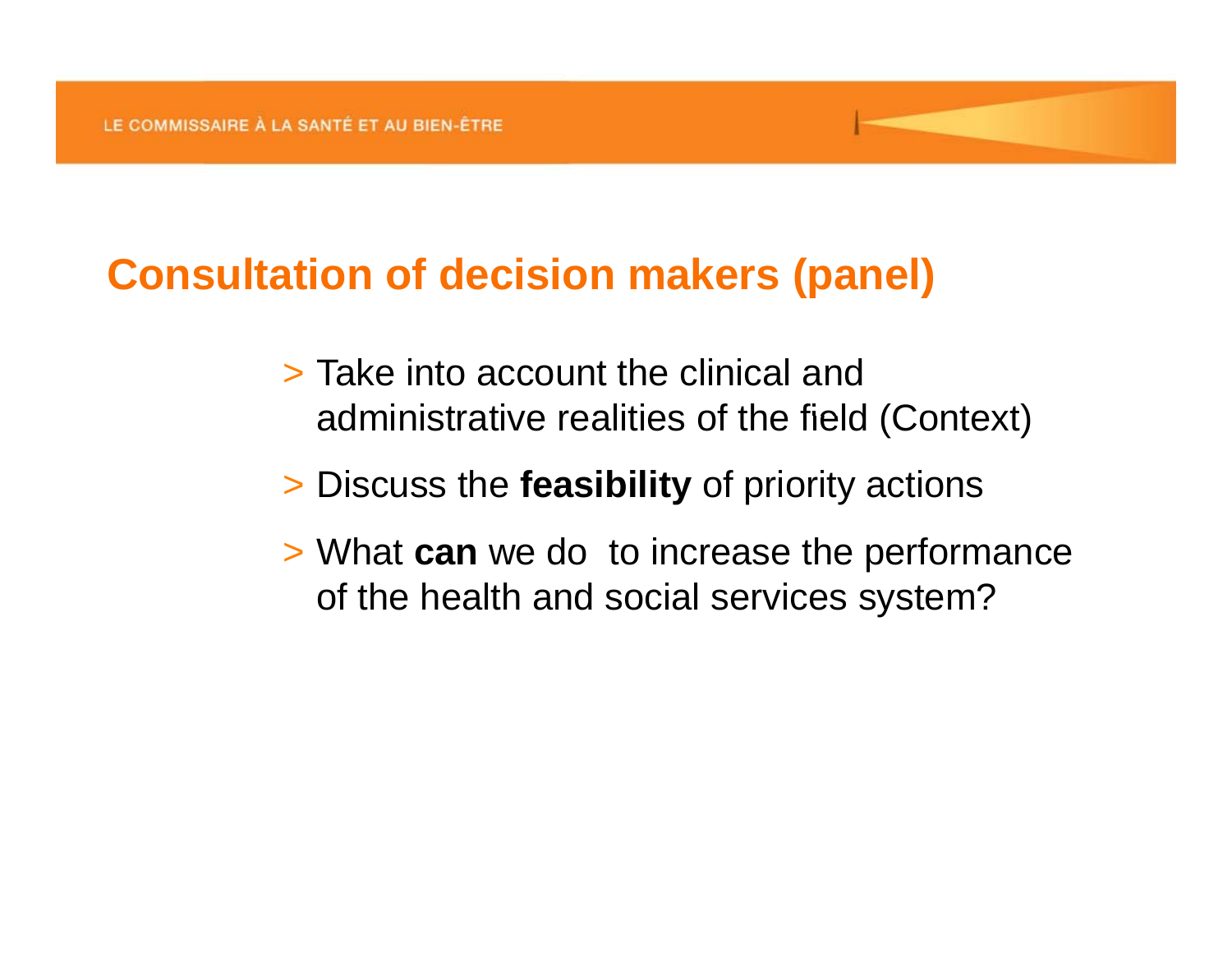# Consultation of decision makers (panel)

> Take into account the clinical and administrative realities of the field (Context)

> Discuss the **feasibility** of priority actions

> What **can** we do to increase the performance of the health and social services system?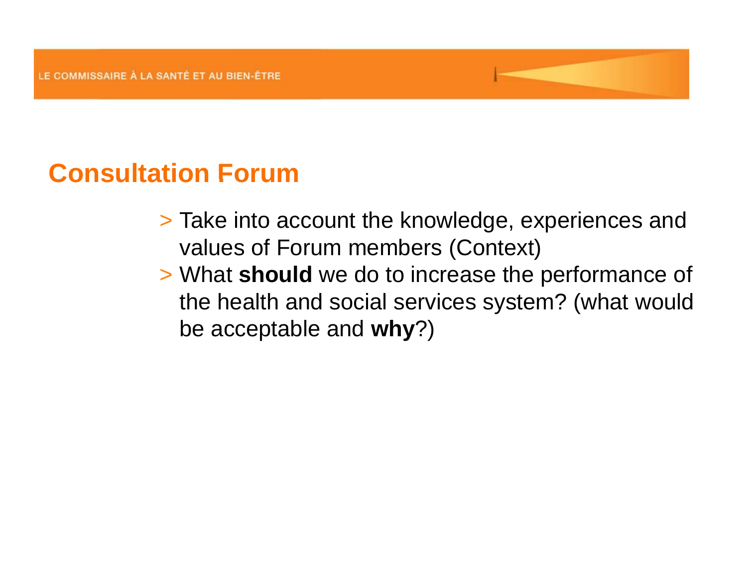# Consultation Forum

- Take into account the knowledge, experiences and values of Forum members (Context)
- What **should** we do to increase the performance of the health and social services system? (what would be acceptable and **why**?)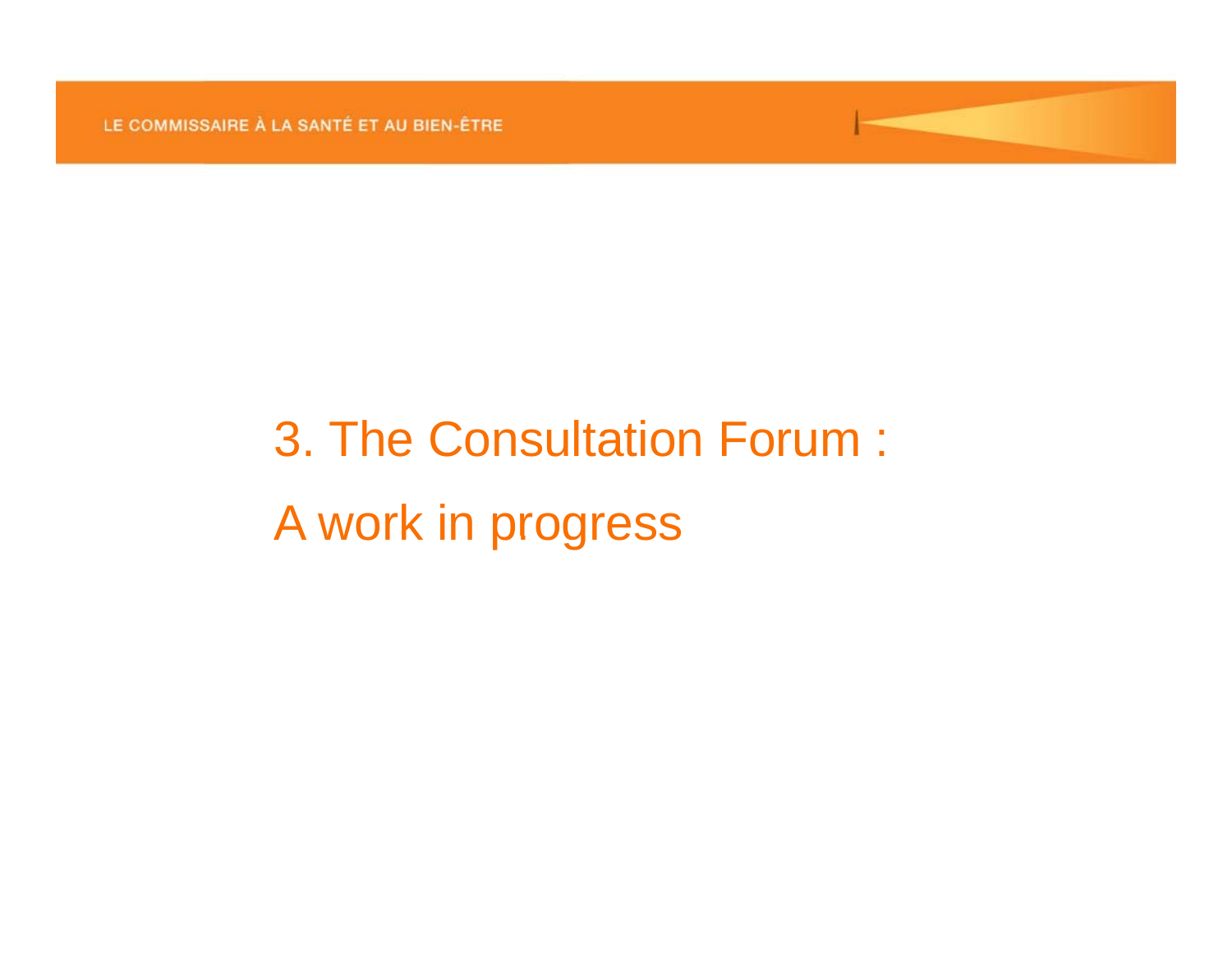# 3. The Consultation Forum :

# A work in progress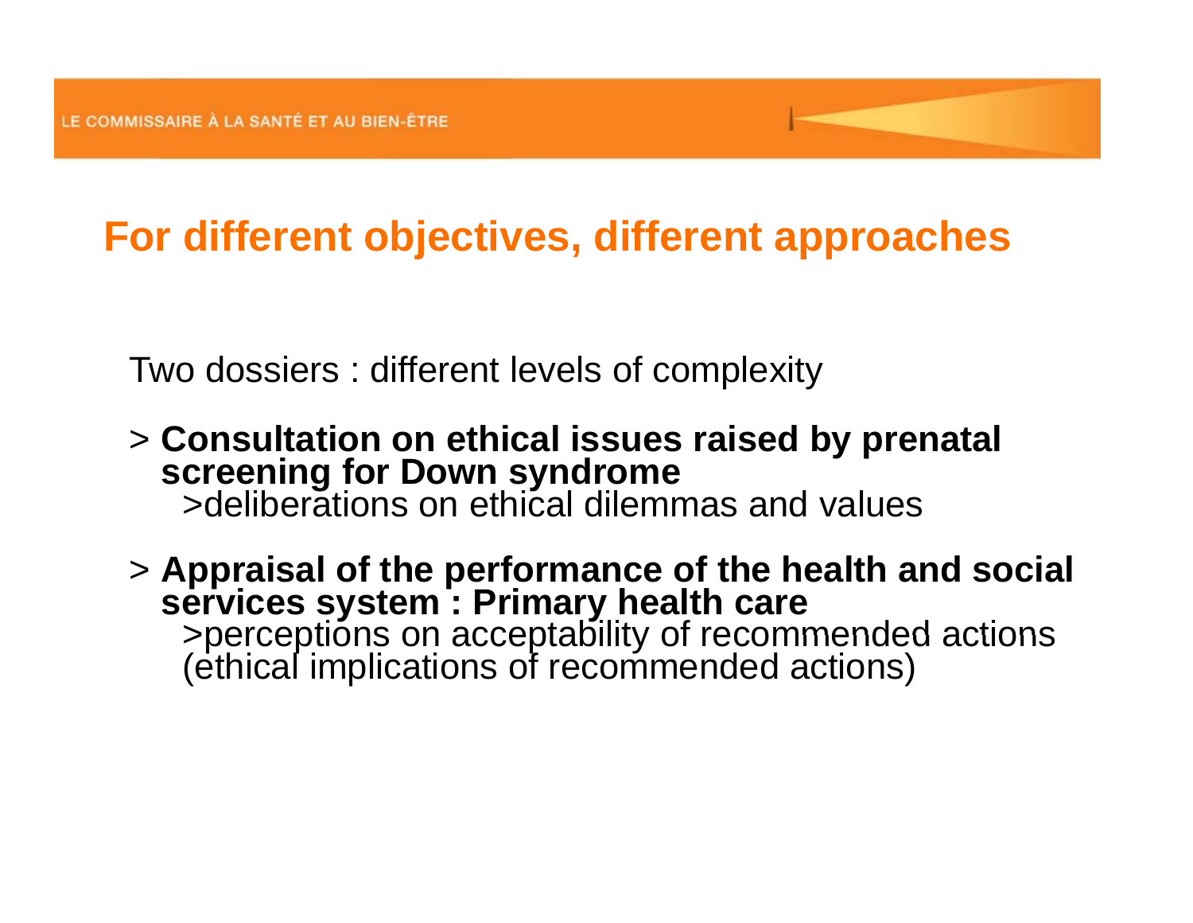## For different objectives, different approaches

Two dossiers : different levels of complexity

> **Consultation on ethical issues raised by prenatal screening for Down syndrome**
>deliberations on ethical dilemmas and values

> **Appraisal of the performance of the health and social services system : Primary health care**
>perceptions on acceptability of recommended actions (ethical implications of recommended actions)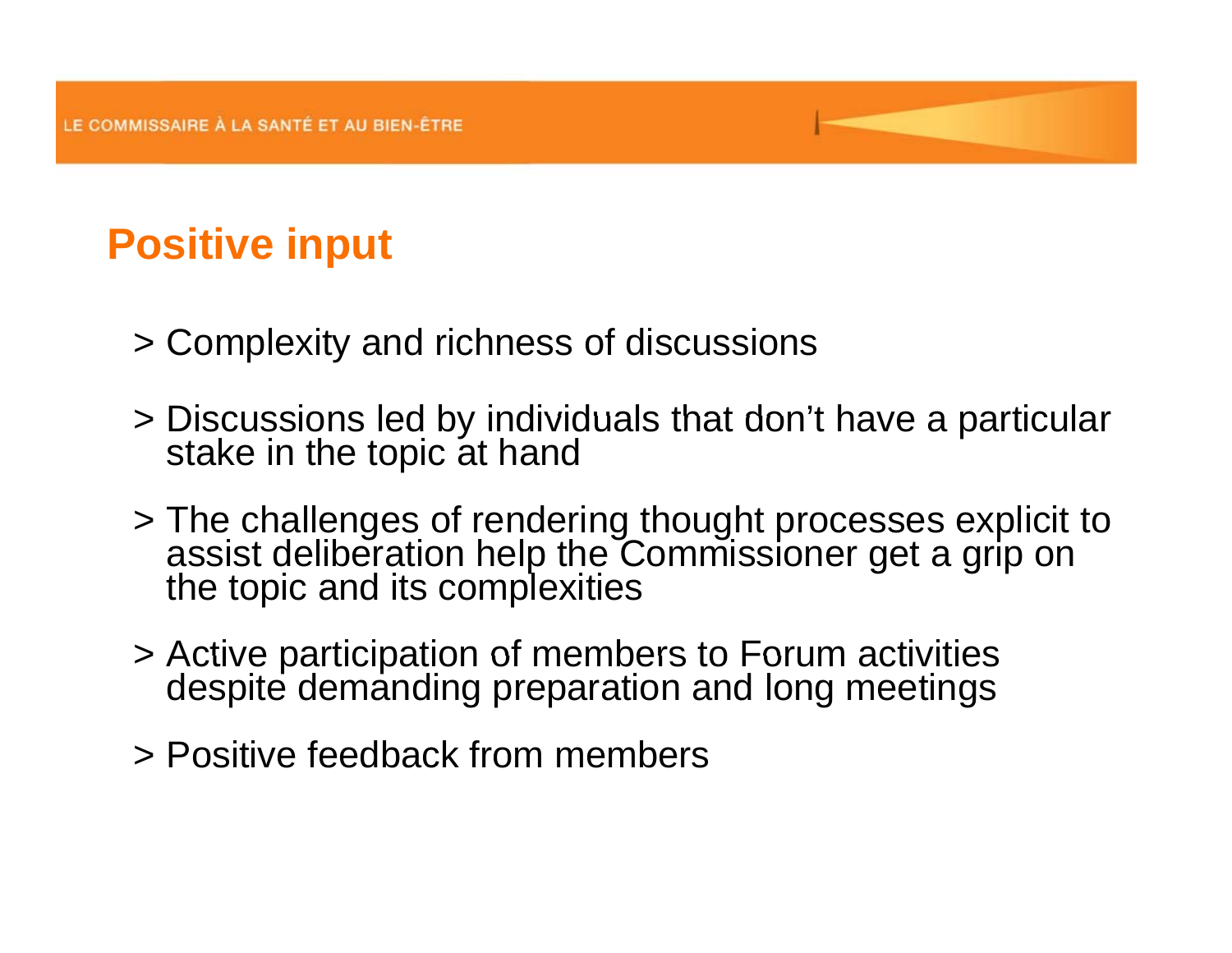## Positive input

- Complexity and richness of discussions
- Discussions led by individuals that don’t have a particular stake in the topic at hand
- The challenges of rendering thought processes explicit to assist deliberation help the Commissioner get a grip on the topic and its complexities
- Active participation of members to Forum activities despite demanding preparation and long meetings
- Positive feedback from members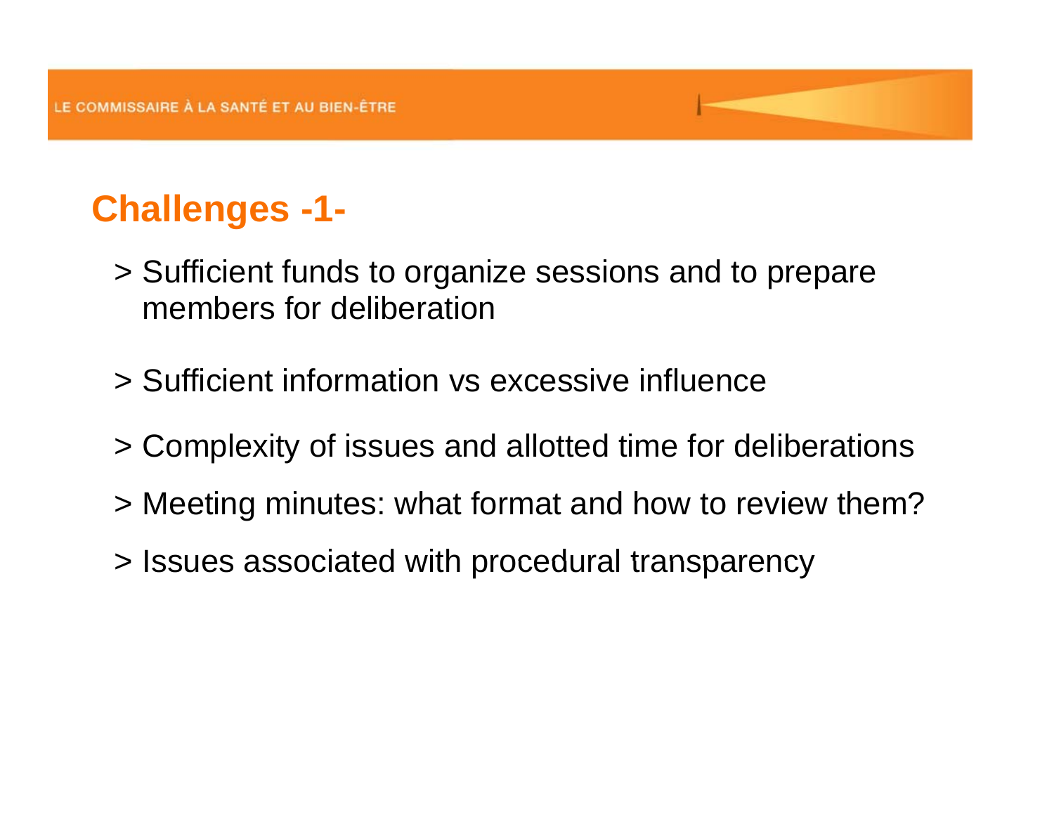## Challenges -1-

> Sufficient funds to organize sessions and to prepare members for deliberation

> Sufficient information vs excessive influence

> Complexity of issues and allotted time for deliberations

> Meeting minutes: what format and how to review them?

> Issues associated with procedural transparency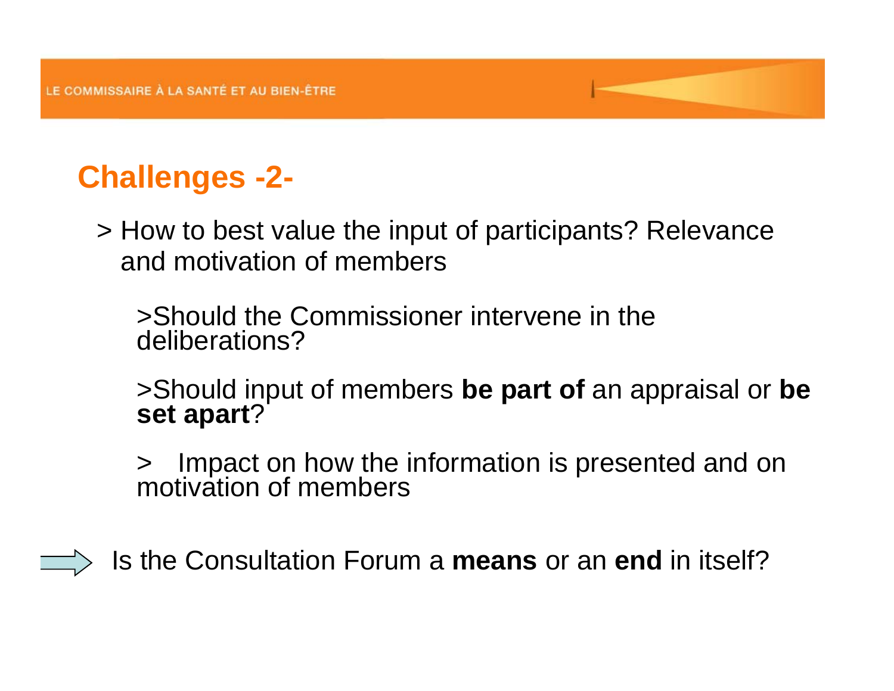## Challenges -2-

> How to best value the input of participants? Relevance and motivation of members

>Should the Commissioner intervene in the deliberations?

>Should input of members **be part of** an appraisal or **be set apart**?

> Impact on how the information is presented and on motivation of members

⟹ Is the Consultation Forum a **means** or an **end** in itself?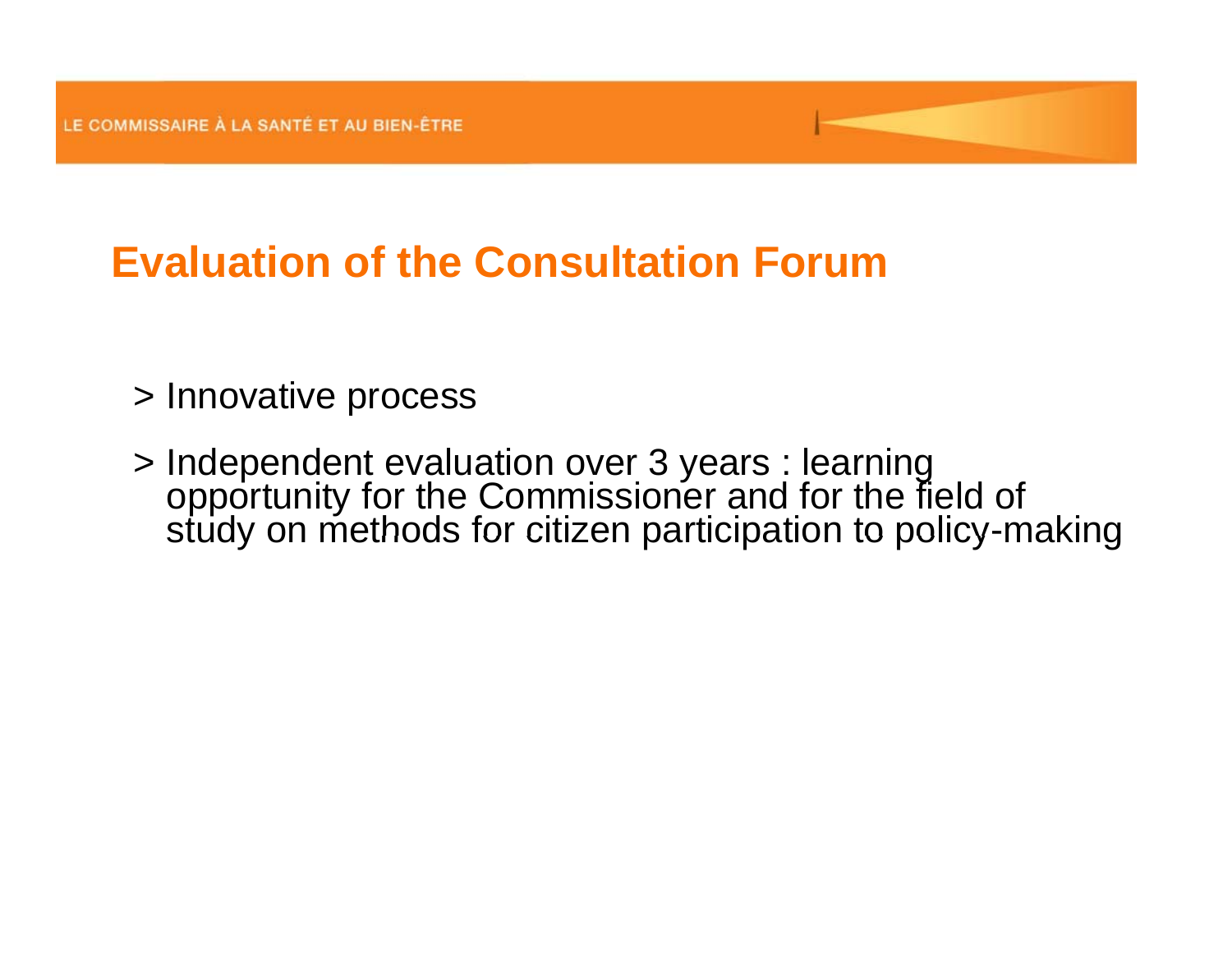# Evaluation of the Consultation Forum

> Innovative process

> Independent evaluation over 3 years : learning opportunity for the Commissioner and for the field of study on methods for citizen participation to policy-making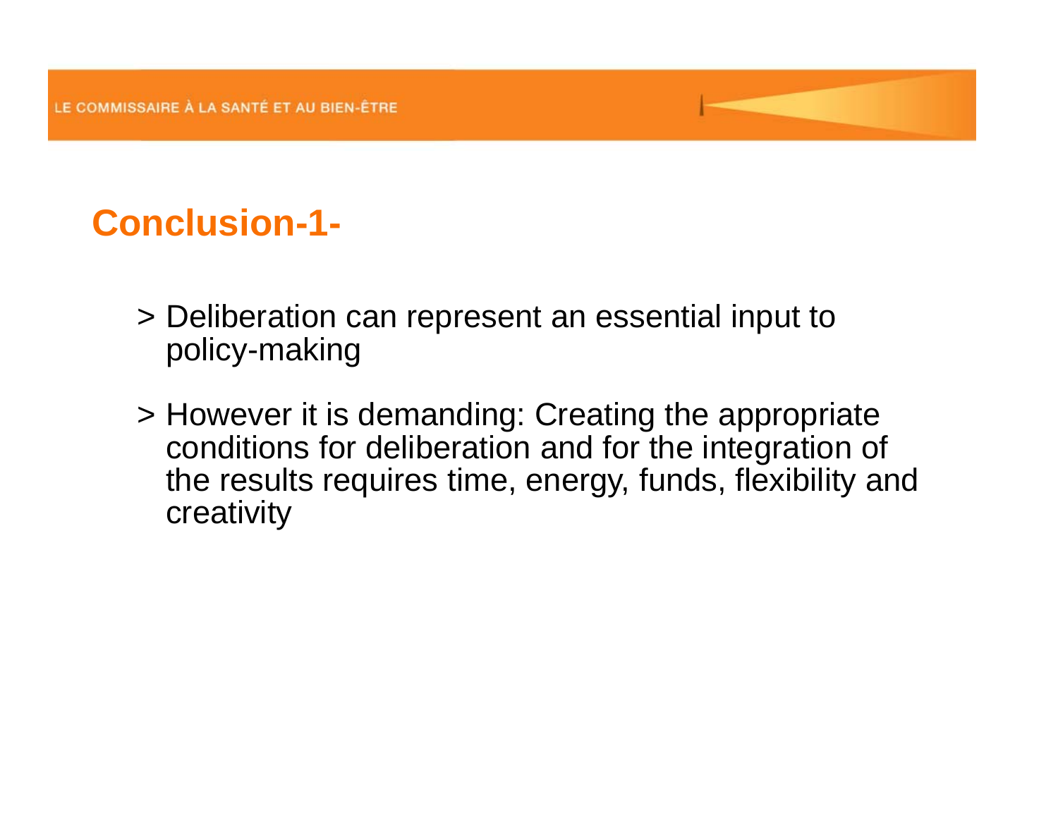## Conclusion-1-

> Deliberation can represent an essential input to policy-making

> However it is demanding: Creating the appropriate conditions for deliberation and for the integration of the results requires time, energy, funds, flexibility and creativity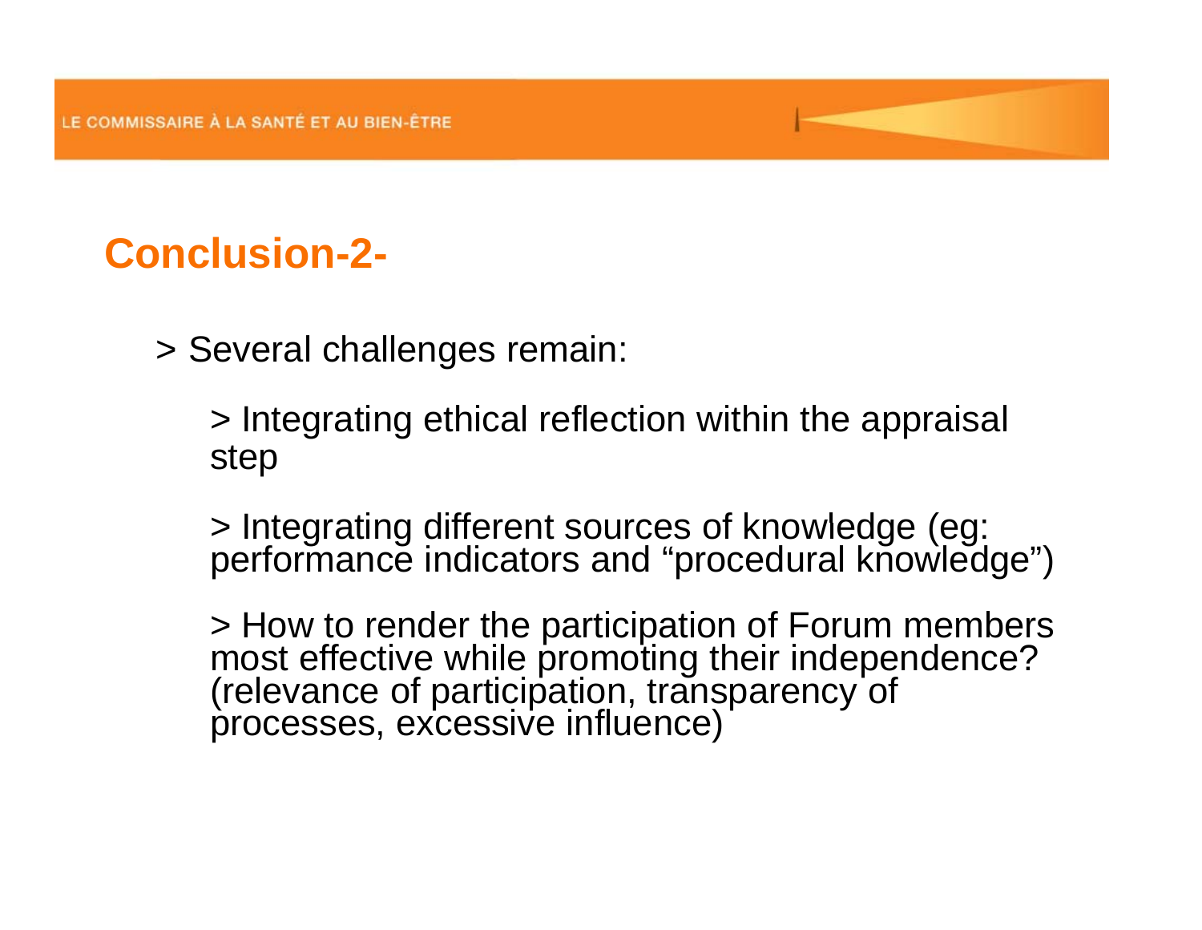## Conclusion-2-

> Several challenges remain:

> Integrating ethical reflection within the appraisal step

> Integrating different sources of knowledge (eg: performance indicators and "procedural knowledge")

> How to render the participation of Forum members most effective while promoting their independence? (relevance of participation, transparency of processes, excessive influence)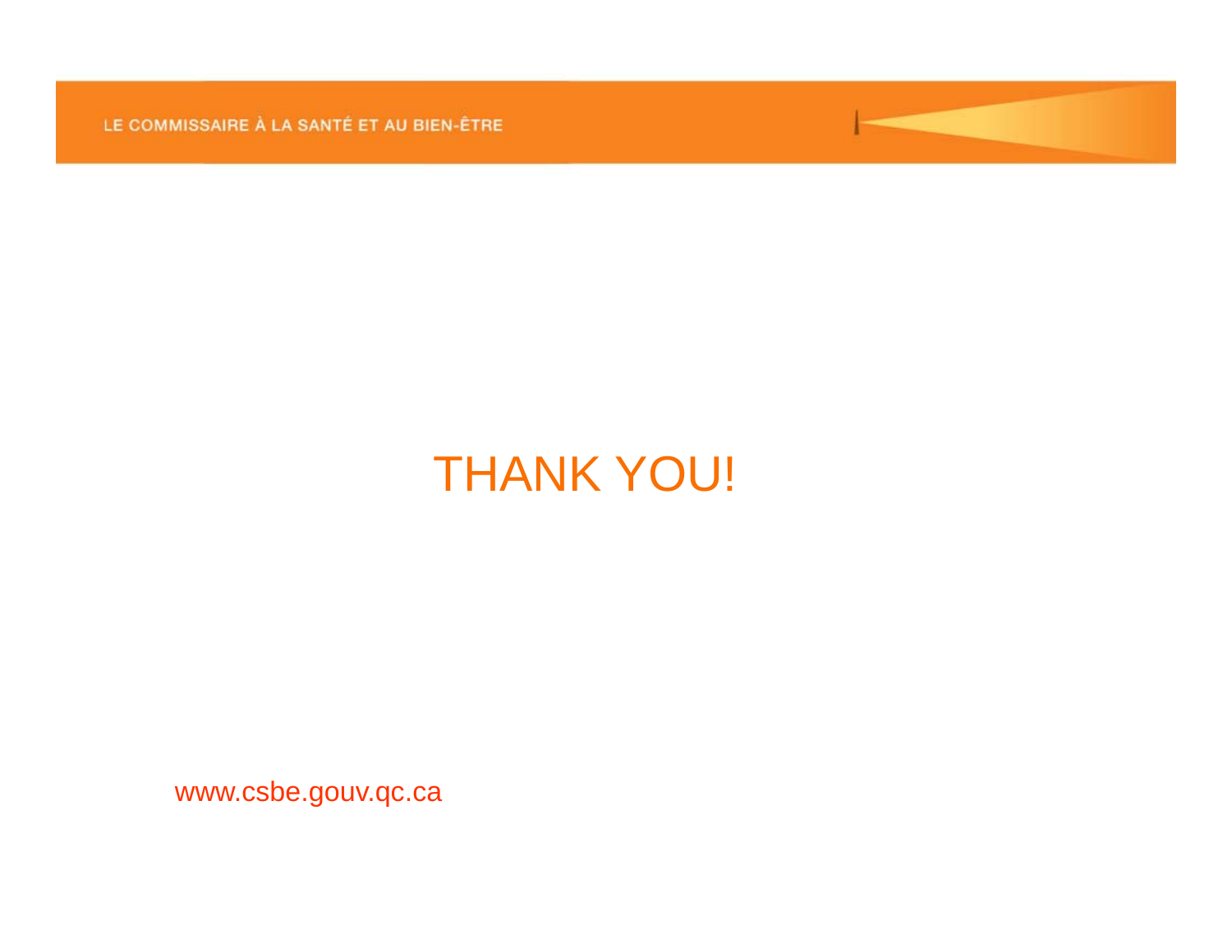# THANK YOU!

www.csbe.gouv.qc.ca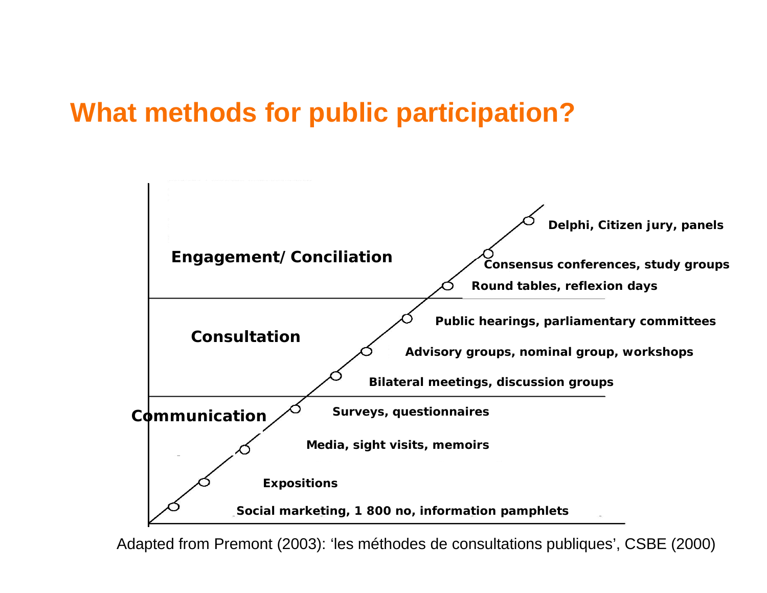# What methods for public participation?

**Engagement/ Conciliation**

- **Delphi, Citizen jury, panels**
- **Consensus conferences, study groups**
- **Round tables, reflexion days**

**Consultation**

- **Public hearings, parliamentary committees**
- **Advisory groups, nominal group, workshops**
- **Bilateral meetings, discussion groups**

**Communication**

- **Surveys, questionnaires**
- **Media, sight visits, memoirs**
- **Expositions**
- **Social marketing, 1 800 no, information pamphlets**

Adapted from Premont (2003): 'les méthodes de consultations publiques', CSBE (2000)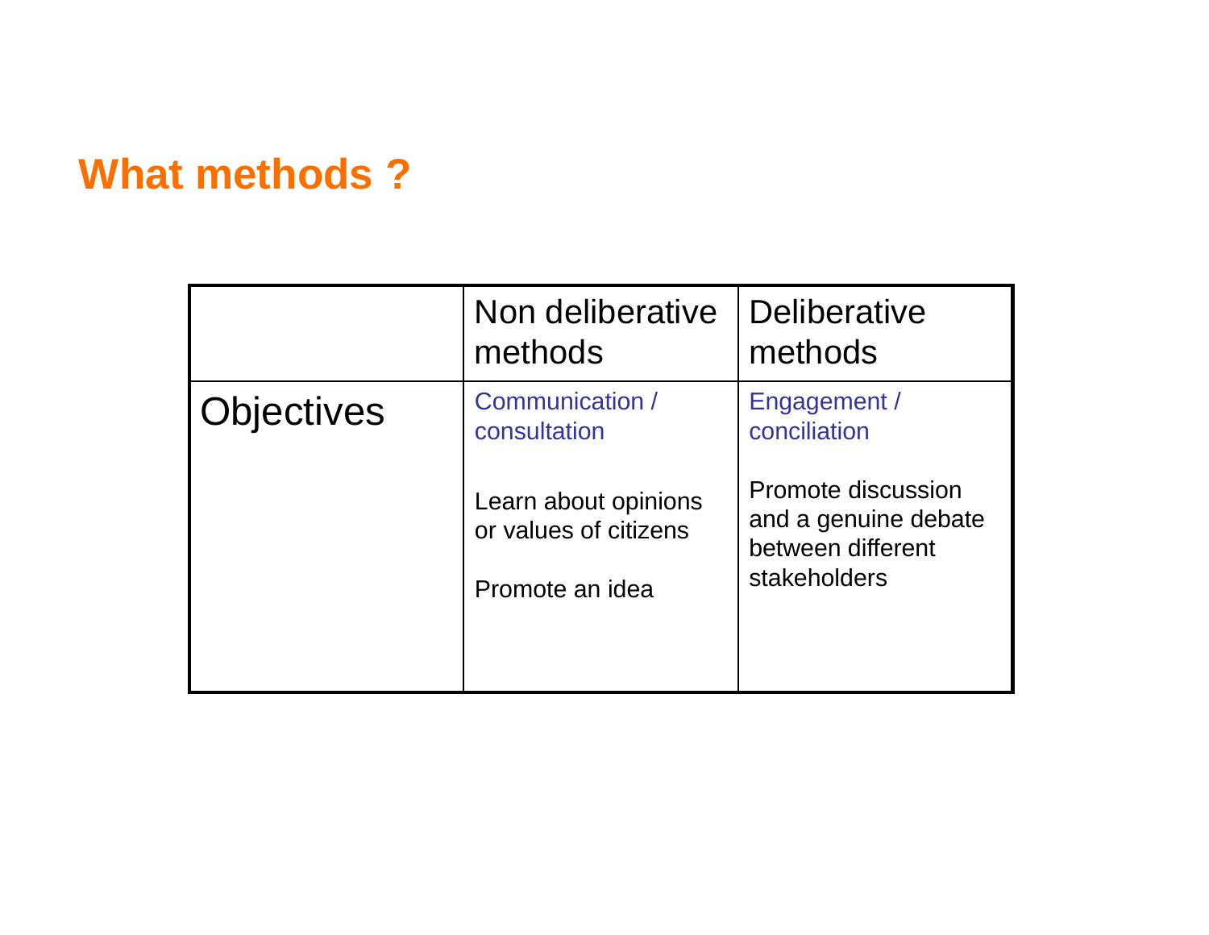## What methods ?

| | Non deliberative methods | Deliberative methods |
|---|---|---|
| Objectives | Communication / consultation<br><br>Learn about opinions or values of citizens<br><br>Promote an idea | Engagement / conciliation<br><br>Promote discussion and a genuine debate between different stakeholders |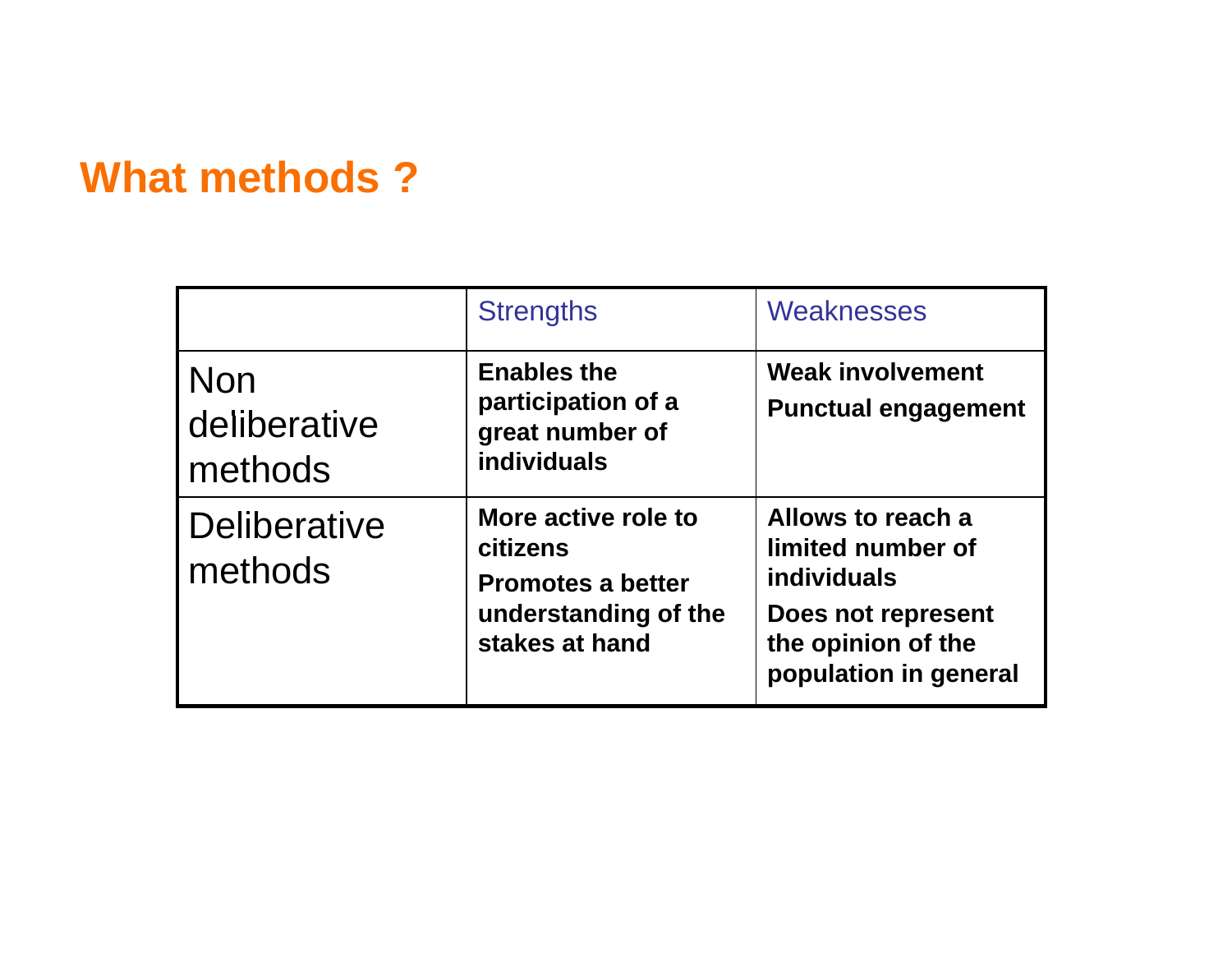## What methods ?

| | Strengths | Weaknesses |
|---|---|---|
| Non deliberative methods | **Enables the participation of a great number of individuals** | **Weak involvement**<br>**Punctual engagement** |
| Deliberative methods | **More active role to citizens**<br>**Promotes a better understanding of the stakes at hand** | **Allows to reach a limited number of individuals**<br>**Does not represent the opinion of the population in general** |